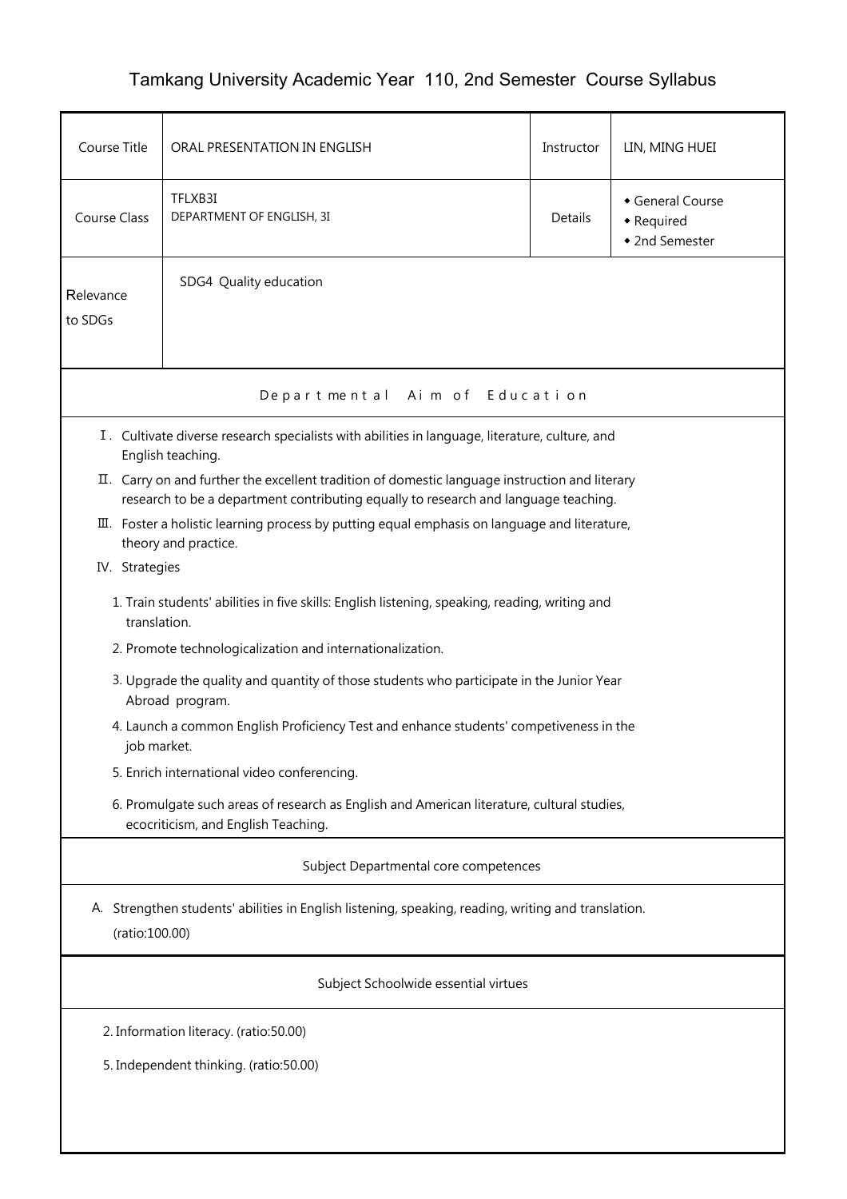# Tamkang University Academic Year 110, 2nd Semester Course Syllabus

| Course Title | ORAL PRESENTATION IN ENGLISH | Instructor | LIN, MING HUEI |
|---|---|---|---|
| Course Class | TFLXB3I<br>DEPARTMENT OF ENGLISH, 3I | Details | ◆ General Course<br>◆ Required<br>◆ 2nd Semester |
| Relevance to SDGs | SDG4 Quality education | | |

## Departmental Aim of Education

Ⅰ. Cultivate diverse research specialists with abilities in language, literature, culture, and English teaching.

Ⅱ. Carry on and further the excellent tradition of domestic language instruction and literary research to be a department contributing equally to research and language teaching.

Ⅲ. Foster a holistic learning process by putting equal emphasis on language and literature, theory and practice.

IV. Strategies

1. Train students' abilities in five skills: English listening, speaking, reading, writing and translation.
2. Promote technologicalization and internationalization.
3. Upgrade the quality and quantity of those students who participate in the Junior Year Abroad program.
4. Launch a common English Proficiency Test and enhance students' competiveness in the job market.
5. Enrich international video conferencing.
6. Promulgate such areas of research as English and American literature, cultural studies, ecocriticism, and English Teaching.

## Subject Departmental core competences

A. Strengthen students' abilities in English listening, speaking, reading, writing and translation. (ratio:100.00)

## Subject Schoolwide essential virtues

2. Information literacy. (ratio:50.00)

5. Independent thinking. (ratio:50.00)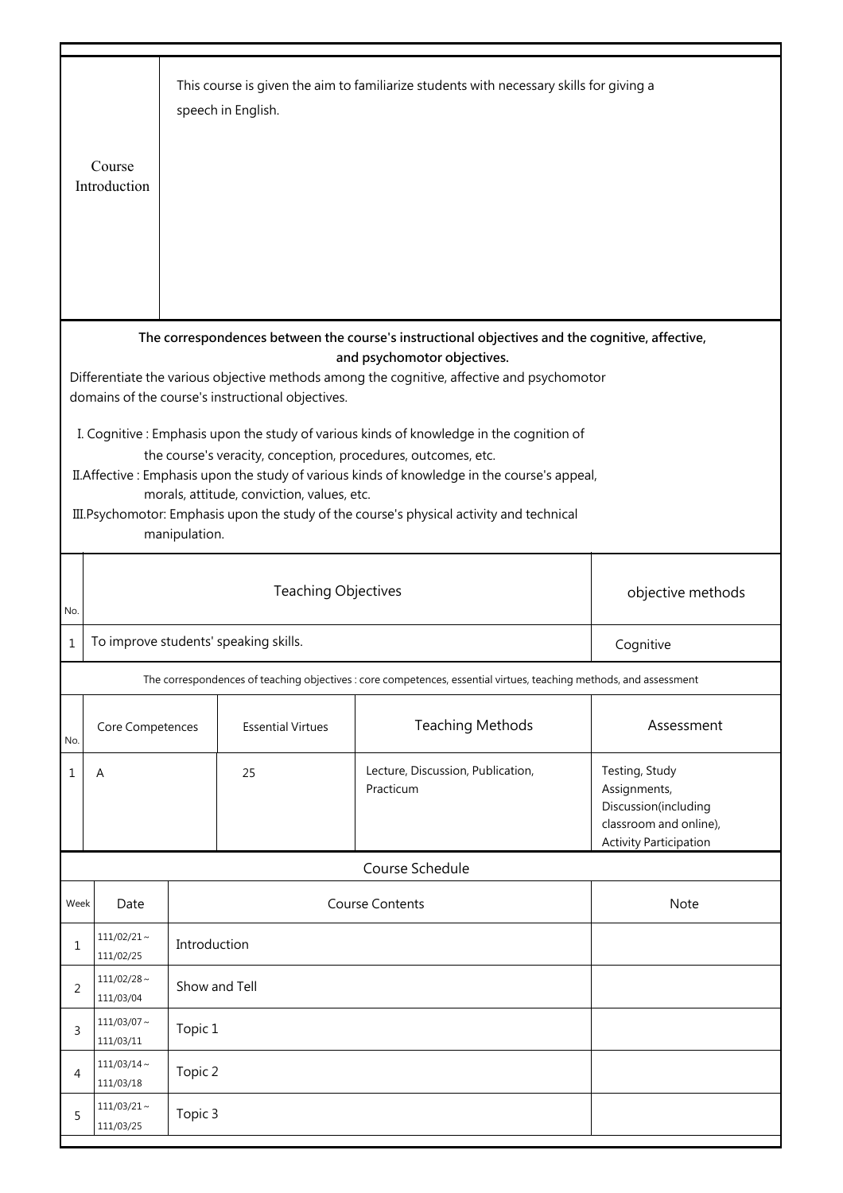| Course Introduction | This course is given the aim to familiarize students with necessary skills for giving a speech in English. |
|---|---|

**The correspondences between the course's instructional objectives and the cognitive, affective, and psychomotor objectives.**

Differentiate the various objective methods among the cognitive, affective and psychomotor domains of the course's instructional objectives.

I. Cognitive : Emphasis upon the study of various kinds of knowledge in the cognition of the course's veracity, conception, procedures, outcomes, etc.

II.Affective : Emphasis upon the study of various kinds of knowledge in the course's appeal, morals, attitude, conviction, values, etc.

III.Psychomotor: Emphasis upon the study of the course's physical activity and technical manipulation.

| No. | Teaching Objectives | objective methods |
|---|---|---|
| 1 | To improve students' speaking skills. | Cognitive |

The correspondences of teaching objectives : core competences, essential virtues, teaching methods, and assessment

| No. | Core Competences | Essential Virtues | Teaching Methods | Assessment |
|---|---|---|---|---|
| 1 | A | 25 | Lecture, Discussion, Publication, Practicum | Testing, Study Assignments, Discussion(including classroom and online), Activity Participation |

Course Schedule

| Week | Date | Course Contents | Note |
|---|---|---|---|
| 1 | 111/02/21～111/02/25 | Introduction | |
| 2 | 111/02/28～111/03/04 | Show and Tell | |
| 3 | 111/03/07～111/03/11 | Topic 1 | |
| 4 | 111/03/14～111/03/18 | Topic 2 | |
| 5 | 111/03/21～111/03/25 | Topic 3 | |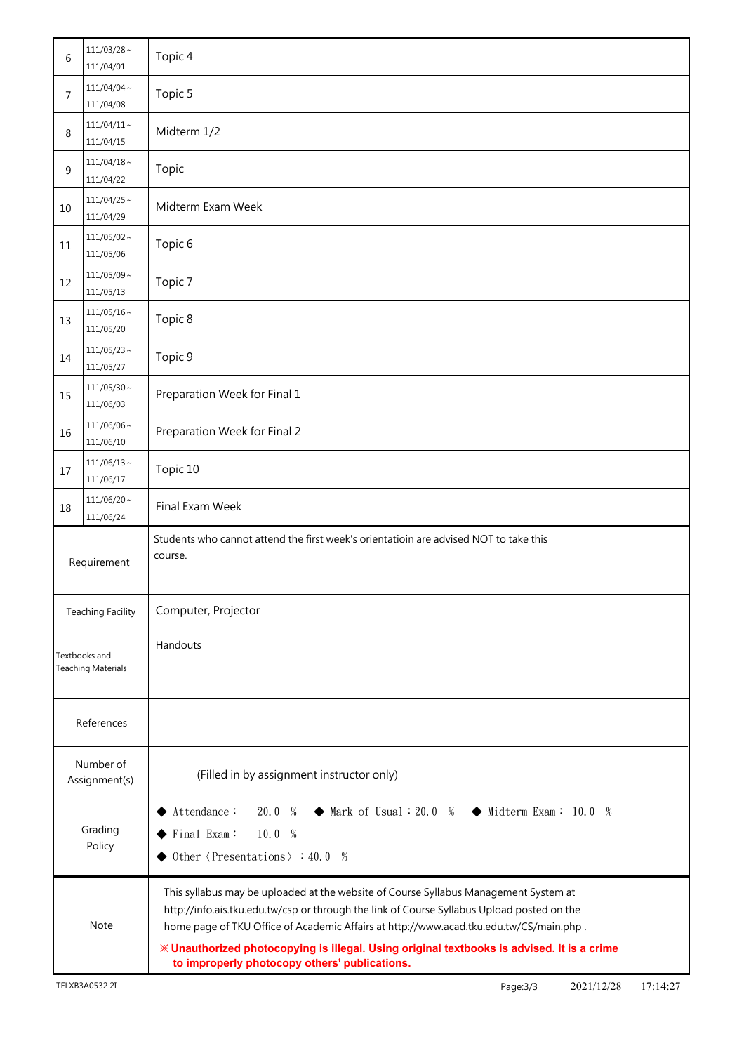| | | | |
|---|---|---|---|
| 6 | 111/03/28～111/04/01 | Topic 4 | |
| 7 | 111/04/04～111/04/08 | Topic 5 | |
| 8 | 111/04/11～111/04/15 | Midterm 1/2 | |
| 9 | 111/04/18～111/04/22 | Topic | |
| 10 | 111/04/25～111/04/29 | Midterm Exam Week | |
| 11 | 111/05/02～111/05/06 | Topic 6 | |
| 12 | 111/05/09～111/05/13 | Topic 7 | |
| 13 | 111/05/16～111/05/20 | Topic 8 | |
| 14 | 111/05/23～111/05/27 | Topic 9 | |
| 15 | 111/05/30～111/06/03 | Preparation Week for Final 1 | |
| 16 | 111/06/06～111/06/10 | Preparation Week for Final 2 | |
| 17 | 111/06/13～111/06/17 | Topic 10 | |
| 18 | 111/06/20～111/06/24 | Final Exam Week | |

| | |
|---|---|
| Requirement | Students who cannot attend the first week's orientatioin are advised NOT to take this course. |
| Teaching Facility | Computer, Projector |
| Textbooks and Teaching Materials | Handouts |
| References | |
| Number of Assignment(s) | (Filled in by assignment instructor only) |
| Grading Policy | ◆ Attendance： 20.0 ％ ◆ Mark of Usual：20.0 ％ ◆ Midterm Exam： 10.0 ％<br>◆ Final Exam： 10.0 ％<br>◆ Other〈Presentations〉：40.0 ％ |
| Note | This syllabus may be uploaded at the website of Course Syllabus Management System at http://info.ais.tku.edu.tw/csp or through the link of Course Syllabus Upload posted on the home page of TKU Office of Academic Affairs at http://www.acad.tku.edu.tw/CS/main.php .<br>**※Unauthorized photocopying is illegal. Using original textbooks is advised. It is a crime to improperly photocopy others' publications.** |

TFLXB3A0532 2I